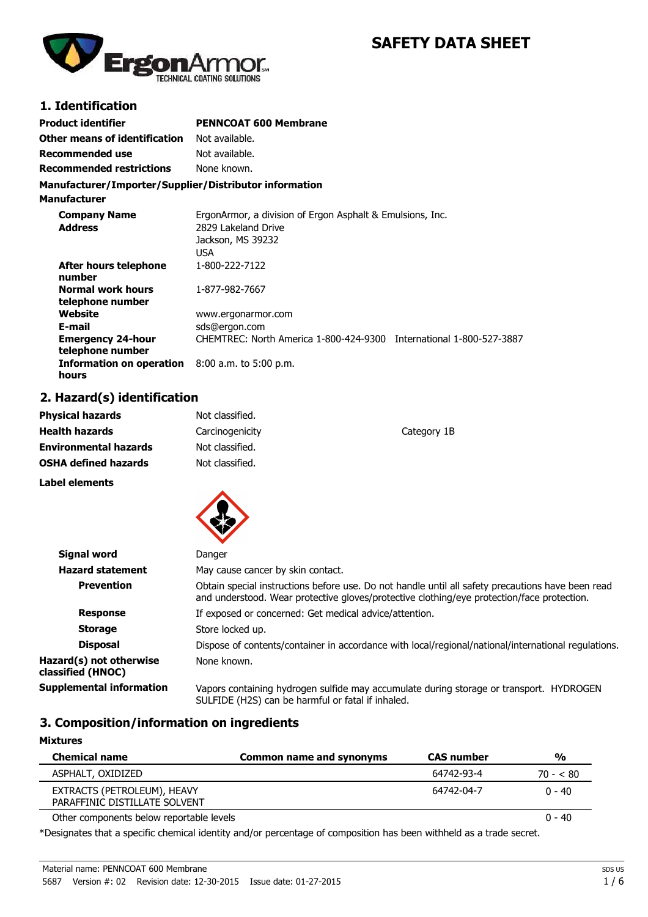# SAFETY DATA SHEET

## 1. Identification

| | |
|---|---|
| **Product identifier** | **PENNCOAT 600 Membrane** |
| **Other means of identification** | Not available. |
| **Recommended use** | Not available. |
| **Recommended restrictions** | None known. |

**Manufacturer/Importer/Supplier/Distributor information**

**Manufacturer**

| | |
|---|---|
| **Company Name** | ErgonArmor, a division of Ergon Asphalt & Emulsions, Inc. |
| **Address** | 2829 Lakeland Drive<br>Jackson, MS 39232<br>USA |
| **After hours telephone number** | 1-800-222-7122 |
| **Normal work hours telephone number** | 1-877-982-7667 |
| **Website** | www.ergonarmor.com |
| **E-mail** | sds@ergon.com |
| **Emergency 24-hour telephone number** | CHEMTREC: North America 1-800-424-9300 International 1-800-527-3887 |
| **Information on operation hours** | 8:00 a.m. to 5:00 p.m. |

## 2. Hazard(s) identification

| | | |
|---|---|---|
| **Physical hazards** | Not classified. | |
| **Health hazards** | Carcinogenicity | Category 1B |
| **Environmental hazards** | Not classified. | |
| **OSHA defined hazards** | Not classified. | |

**Label elements**

| | |
|---|---|
| **Signal word** | Danger |
| **Hazard statement** | May cause cancer by skin contact. |
| **Prevention** | Obtain special instructions before use. Do not handle until all safety precautions have been read and understood. Wear protective gloves/protective clothing/eye protection/face protection. |
| **Response** | If exposed or concerned: Get medical advice/attention. |
| **Storage** | Store locked up. |
| **Disposal** | Dispose of contents/container in accordance with local/regional/national/international regulations. |
| **Hazard(s) not otherwise classified (HNOC)** | None known. |
| **Supplemental information** | Vapors containing hydrogen sulfide may accumulate during storage or transport. HYDROGEN SULFIDE ($H_2S$) can be harmful or fatal if inhaled. |

## 3. Composition/information on ingredients

**Mixtures**

| Chemical name | Common name and synonyms | CAS number | % |
|---|---|---|---|
| ASPHALT, OXIDIZED | | 64742-93-4 | 70 - < 80 |
| EXTRACTS (PETROLEUM), HEAVY PARAFFINIC DISTILLATE SOLVENT | | 64742-04-7 | 0 - 40 |
| Other components below reportable levels | | | 0 - 40 |

*Designates that a specific chemical identity and/or percentage of composition has been withheld as a trade secret.

Material name: PENNCOAT 600 Membrane

5687 Version #: 02 Revision date: 12-30-2015 Issue date: 01-27-2015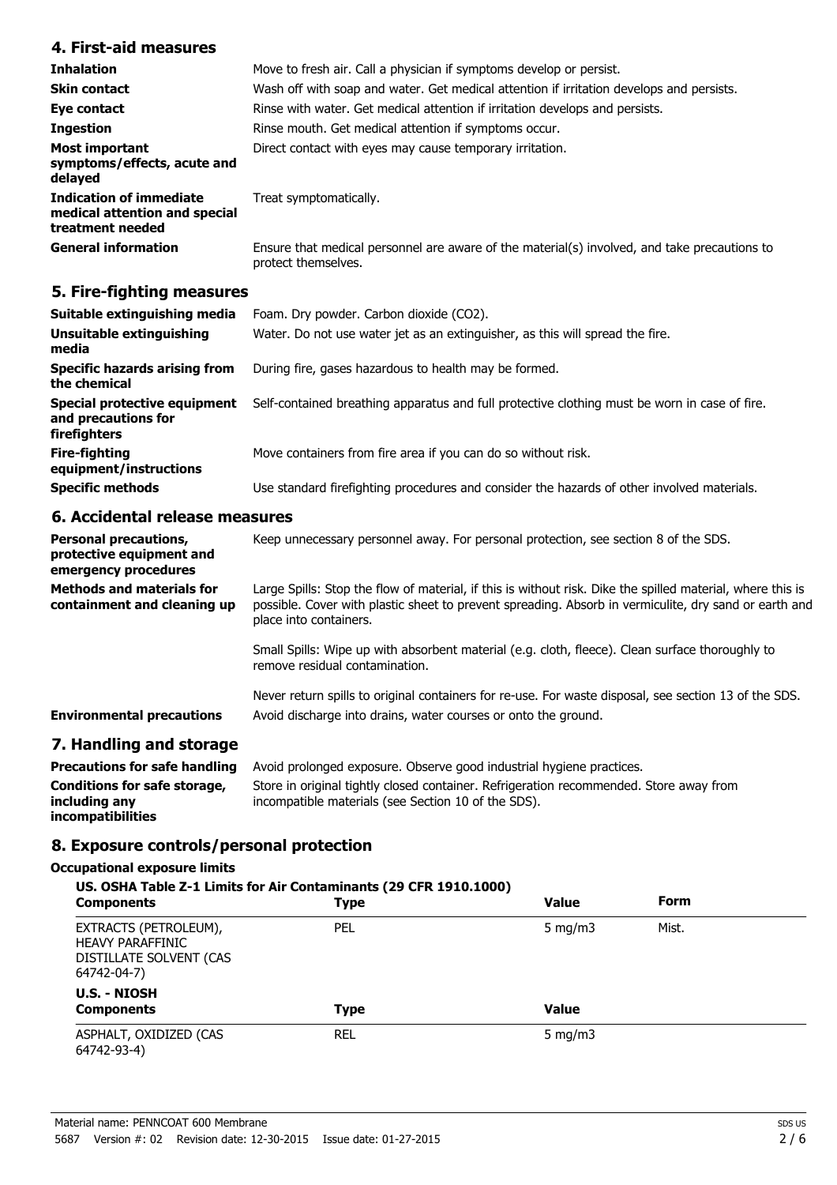## 4. First-aid measures

| | |
|---|---|
| **Inhalation** | Move to fresh air. Call a physician if symptoms develop or persist. |
| **Skin contact** | Wash off with soap and water. Get medical attention if irritation develops and persists. |
| **Eye contact** | Rinse with water. Get medical attention if irritation develops and persists. |
| **Ingestion** | Rinse mouth. Get medical attention if symptoms occur. |
| **Most important symptoms/effects, acute and delayed** | Direct contact with eyes may cause temporary irritation. |
| **Indication of immediate medical attention and special treatment needed** | Treat symptomatically. |
| **General information** | Ensure that medical personnel are aware of the material(s) involved, and take precautions to protect themselves. |

## 5. Fire-fighting measures

| | |
|---|---|
| **Suitable extinguishing media** | Foam. Dry powder. Carbon dioxide ($CO_2$). |
| **Unsuitable extinguishing media** | Water. Do not use water jet as an extinguisher, as this will spread the fire. |
| **Specific hazards arising from the chemical** | During fire, gases hazardous to health may be formed. |
| **Special protective equipment and precautions for firefighters** | Self-contained breathing apparatus and full protective clothing must be worn in case of fire. |
| **Fire-fighting equipment/instructions** | Move containers from fire area if you can do so without risk. |
| **Specific methods** | Use standard firefighting procedures and consider the hazards of other involved materials. |

## 6. Accidental release measures

| | |
|---|---|
| **Personal precautions, protective equipment and emergency procedures** | Keep unnecessary personnel away. For personal protection, see section 8 of the SDS. |
| **Methods and materials for containment and cleaning up** | Large Spills: Stop the flow of material, if this is without risk. Dike the spilled material, where this is possible. Cover with plastic sheet to prevent spreading. Absorb in vermiculite, dry sand or earth and place into containers.<br><br>Small Spills: Wipe up with absorbent material (e.g. cloth, fleece). Clean surface thoroughly to remove residual contamination.<br><br>Never return spills to original containers for re-use. For waste disposal, see section 13 of the SDS. |
| **Environmental precautions** | Avoid discharge into drains, water courses or onto the ground. |

## 7. Handling and storage

| | |
|---|---|
| **Precautions for safe handling** | Avoid prolonged exposure. Observe good industrial hygiene practices. |
| **Conditions for safe storage, including any incompatibilities** | Store in original tightly closed container. Refrigeration recommended. Store away from incompatible materials (see Section 10 of the SDS). |

## 8. Exposure controls/personal protection

### Occupational exposure limits

**US. OSHA Table Z-1 Limits for Air Contaminants (29 CFR 1910.1000)**

| Components | Type | Value | Form |
|---|---|---|---|
| EXTRACTS (PETROLEUM), HEAVY PARAFFINIC DISTILLATE SOLVENT (CAS 64742-04-7) | PEL | 5 mg/m3 | Mist. |

**U.S. - NIOSH**

| Components | Type | Value |
|---|---|---|
| ASPHALT, OXIDIZED (CAS 64742-93-4) | REL | 5 mg/m3 |

Material name: PENNCOAT 600 Membrane
5687 Version #: 02 Revision date: 12-30-2015 Issue date: 01-27-2015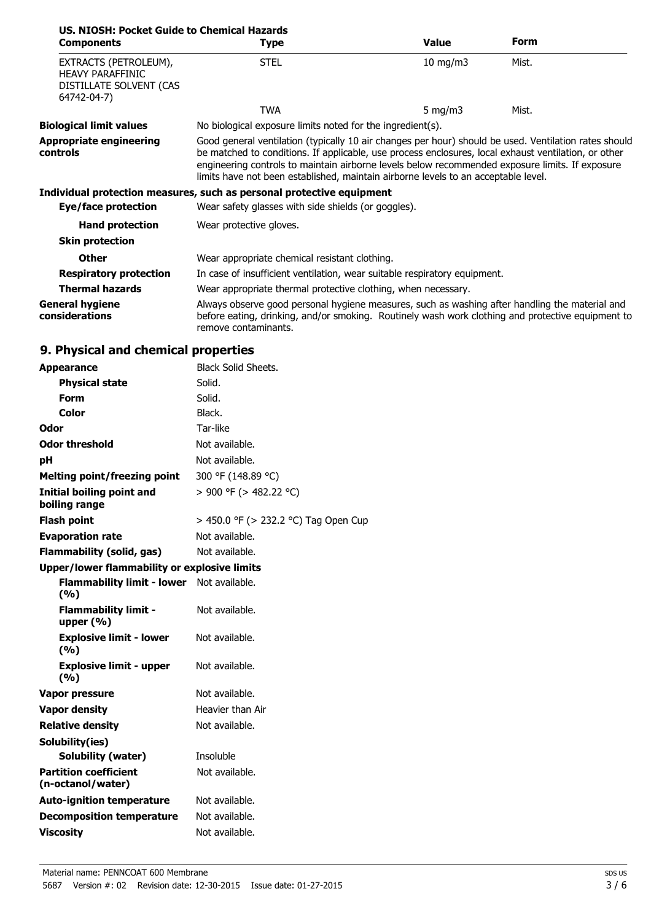**US. NIOSH: Pocket Guide to Chemical Hazards**

| Components | Type | Value | Form |
|---|---|---|---|
| EXTRACTS (PETROLEUM), HEAVY PARAFFINIC DISTILLATE SOLVENT (CAS 64742-04-7) | STEL | 10 mg/m3 | Mist. |
| | TWA | 5 mg/m3 | Mist. |

**Biological limit values** No biological exposure limits noted for the ingredient(s).

**Appropriate engineering controls** Good general ventilation (typically 10 air changes per hour) should be used. Ventilation rates should be matched to conditions. If applicable, use process enclosures, local exhaust ventilation, or other engineering controls to maintain airborne levels below recommended exposure limits. If exposure limits have not been established, maintain airborne levels to an acceptable level.

**Individual protection measures, such as personal protective equipment**

**Eye/face protection** Wear safety glasses with side shields (or goggles).

**Hand protection** Wear protective gloves.

**Skin protection**

**Other** Wear appropriate chemical resistant clothing.

**Respiratory protection** In case of insufficient ventilation, wear suitable respiratory equipment.

**Thermal hazards** Wear appropriate thermal protective clothing, when necessary.

**General hygiene considerations** Always observe good personal hygiene measures, such as washing after handling the material and before eating, drinking, and/or smoking. Routinely wash work clothing and protective equipment to remove contaminants.

## 9. Physical and chemical properties

| Property | Value |
|---|---|
| **Appearance** | Black Solid Sheets. |
| **Physical state** | Solid. |
| **Form** | Solid. |
| **Color** | Black. |
| **Odor** | Tar-like |
| **Odor threshold** | Not available. |
| **pH** | Not available. |
| **Melting point/freezing point** | 300 °F (148.89 °C) |
| **Initial boiling point and boiling range** | > 900 °F (> 482.22 °C) |
| **Flash point** | > 450.0 °F (> 232.2 °C) Tag Open Cup |
| **Evaporation rate** | Not available. |
| **Flammability (solid, gas)** | Not available. |
| **Upper/lower flammability or explosive limits** | |
| **Flammability limit - lower (%)** | Not available. |
| **Flammability limit - upper (%)** | Not available. |
| **Explosive limit - lower (%)** | Not available. |
| **Explosive limit - upper (%)** | Not available. |
| **Vapor pressure** | Not available. |
| **Vapor density** | Heavier than Air |
| **Relative density** | Not available. |
| **Solubility(ies)** | |
| **Solubility (water)** | Insoluble |
| **Partition coefficient (n-octanol/water)** | Not available. |
| **Auto-ignition temperature** | Not available. |
| **Decomposition temperature** | Not available. |
| **Viscosity** | Not available. |

Material name: PENNCOAT 600 Membrane

5687 Version #: 02 Revision date: 12-30-2015 Issue date: 01-27-2015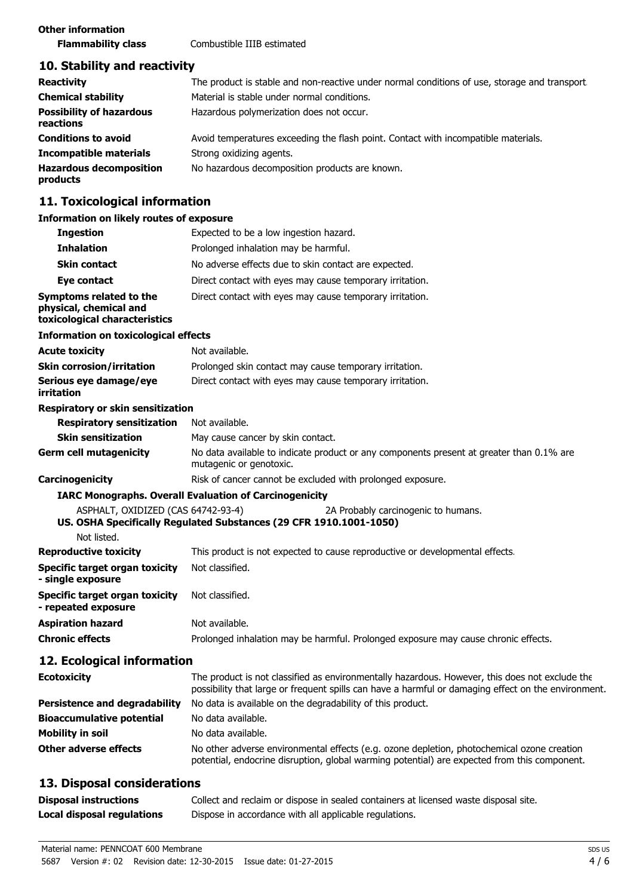**Other information**

| | |
|---|---|
| **Flammability class** | Combustible IIIB estimated |

## 10. Stability and reactivity

| | |
|---|---|
| **Reactivity** | The product is stable and non-reactive under normal conditions of use, storage and transport. |
| **Chemical stability** | Material is stable under normal conditions. |
| **Possibility of hazardous reactions** | Hazardous polymerization does not occur. |
| **Conditions to avoid** | Avoid temperatures exceeding the flash point. Contact with incompatible materials. |
| **Incompatible materials** | Strong oxidizing agents. |
| **Hazardous decomposition products** | No hazardous decomposition products are known. |

## 11. Toxicological information

**Information on likely routes of exposure**

| | |
|---|---|
| **Ingestion** | Expected to be a low ingestion hazard. |
| **Inhalation** | Prolonged inhalation may be harmful. |
| **Skin contact** | No adverse effects due to skin contact are expected. |
| **Eye contact** | Direct contact with eyes may cause temporary irritation. |
| **Symptoms related to the physical, chemical and toxicological characteristics** | Direct contact with eyes may cause temporary irritation. |

**Information on toxicological effects**

| | |
|---|---|
| **Acute toxicity** | Not available. |
| **Skin corrosion/irritation** | Prolonged skin contact may cause temporary irritation. |
| **Serious eye damage/eye irritation** | Direct contact with eyes may cause temporary irritation. |

**Respiratory or skin sensitization**

| | |
|---|---|
| **Respiratory sensitization** | Not available. |
| **Skin sensitization** | May cause cancer by skin contact. |
| **Germ cell mutagenicity** | No data available to indicate product or any components present at greater than 0.1% are mutagenic or genotoxic. |
| **Carcinogenicity** | Risk of cancer cannot be excluded with prolonged exposure. |

**IARC Monographs. Overall Evaluation of Carcinogenicity**

| | |
|---|---|
| ASPHALT, OXIDIZED (CAS 64742-93-4) | 2A Probably carcinogenic to humans. |

**US. OSHA Specifically Regulated Substances (29 CFR 1910.1001-1050)**

Not listed.

| | |
|---|---|
| **Reproductive toxicity** | This product is not expected to cause reproductive or developmental effects. |
| **Specific target organ toxicity - single exposure** | Not classified. |
| **Specific target organ toxicity - repeated exposure** | Not classified. |
| **Aspiration hazard** | Not available. |
| **Chronic effects** | Prolonged inhalation may be harmful. Prolonged exposure may cause chronic effects. |

## 12. Ecological information

| | |
|---|---|
| **Ecotoxicity** | The product is not classified as environmentally hazardous. However, this does not exclude the possibility that large or frequent spills can have a harmful or damaging effect on the environment. |
| **Persistence and degradability** | No data is available on the degradability of this product. |
| **Bioaccumulative potential** | No data available. |
| **Mobility in soil** | No data available. |
| **Other adverse effects** | No other adverse environmental effects (e.g. ozone depletion, photochemical ozone creation potential, endocrine disruption, global warming potential) are expected from this component. |

## 13. Disposal considerations

| | |
|---|---|
| **Disposal instructions** | Collect and reclaim or dispose in sealed containers at licensed waste disposal site. |
| **Local disposal regulations** | Dispose in accordance with all applicable regulations. |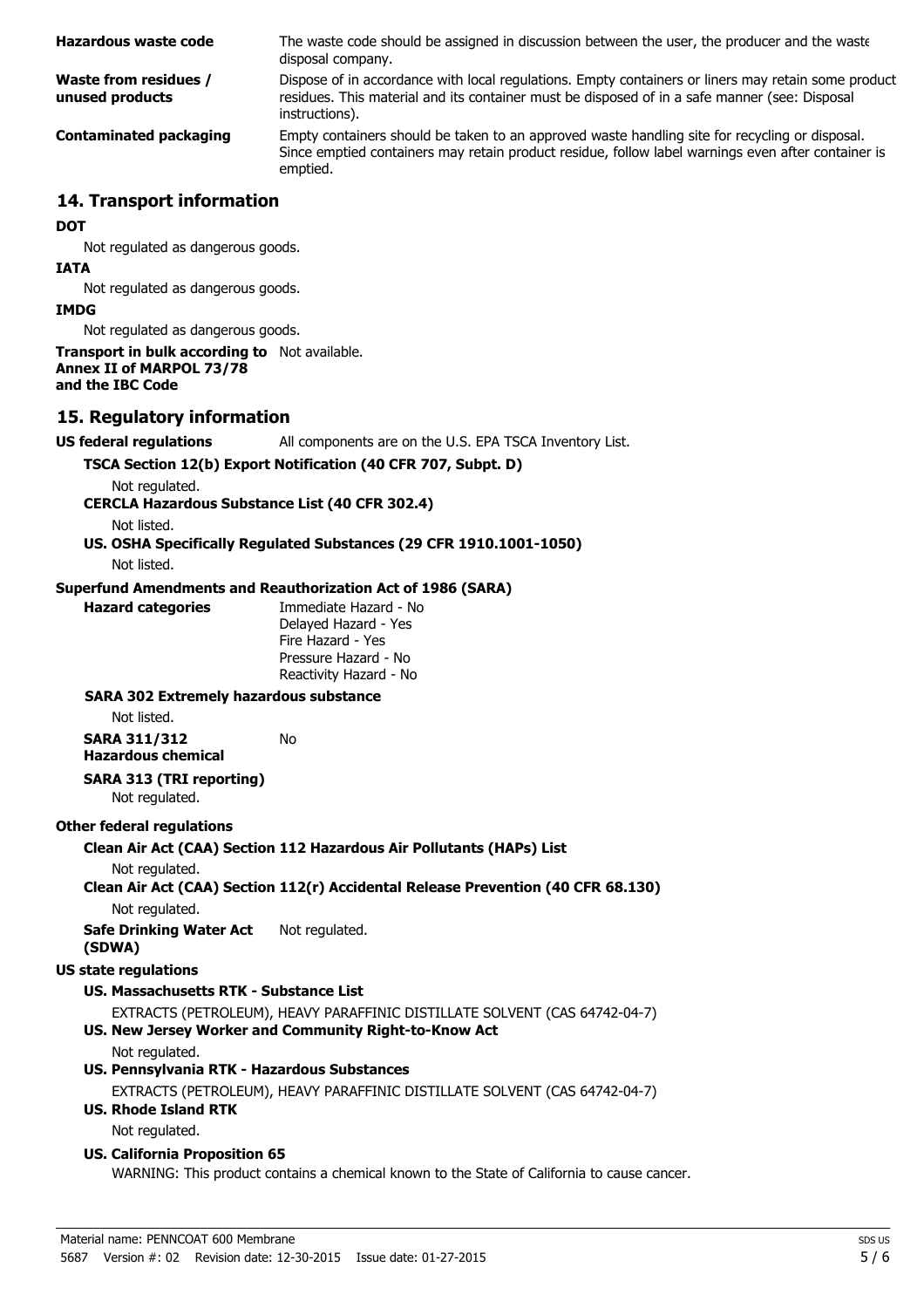| | |
|---|---|
| **Hazardous waste code** | The waste code should be assigned in discussion between the user, the producer and the waste disposal company. |
| **Waste from residues / unused products** | Dispose of in accordance with local regulations. Empty containers or liners may retain some product residues. This material and its container must be disposed of in a safe manner (see: Disposal instructions). |
| **Contaminated packaging** | Empty containers should be taken to an approved waste handling site for recycling or disposal. Since emptied containers may retain product residue, follow label warnings even after container is emptied. |

## 14. Transport information

**DOT**

Not regulated as dangerous goods.

**IATA**

Not regulated as dangerous goods.

**IMDG**

Not regulated as dangerous goods.

**Transport in bulk according to Annex II of MARPOL 73/78 and the IBC Code** Not available.

## 15. Regulatory information

**US federal regulations** All components are on the U.S. EPA TSCA Inventory List.

**TSCA Section 12(b) Export Notification (40 CFR 707, Subpt. D)**

Not regulated.

**CERCLA Hazardous Substance List (40 CFR 302.4)**

Not listed.

**US. OSHA Specifically Regulated Substances (29 CFR 1910.1001-1050)**

Not listed.

**Superfund Amendments and Reauthorization Act of 1986 (SARA)**

**Hazard categories**
Immediate Hazard - No
Delayed Hazard - Yes
Fire Hazard - Yes
Pressure Hazard - No
Reactivity Hazard - No

**SARA 302 Extremely hazardous substance**

Not listed.

**SARA 311/312 Hazardous chemical** No

**SARA 313 (TRI reporting)**

Not regulated.

**Other federal regulations**

**Clean Air Act (CAA) Section 112 Hazardous Air Pollutants (HAPs) List**

Not regulated.

**Clean Air Act (CAA) Section 112(r) Accidental Release Prevention (40 CFR 68.130)**

Not regulated.

**Safe Drinking Water Act (SDWA)** Not regulated.

**US state regulations**

**US. Massachusetts RTK - Substance List**

EXTRACTS (PETROLEUM), HEAVY PARAFFINIC DISTILLATE SOLVENT (CAS 64742-04-7)

**US. New Jersey Worker and Community Right-to-Know Act**

Not regulated.

**US. Pennsylvania RTK - Hazardous Substances**

EXTRACTS (PETROLEUM), HEAVY PARAFFINIC DISTILLATE SOLVENT (CAS 64742-04-7)

**US. Rhode Island RTK**

Not regulated.

**US. California Proposition 65**

WARNING: This product contains a chemical known to the State of California to cause cancer.

Material name: PENNCOAT 600 Membrane
5687 Version #: 02 Revision date: 12-30-2015 Issue date: 01-27-2015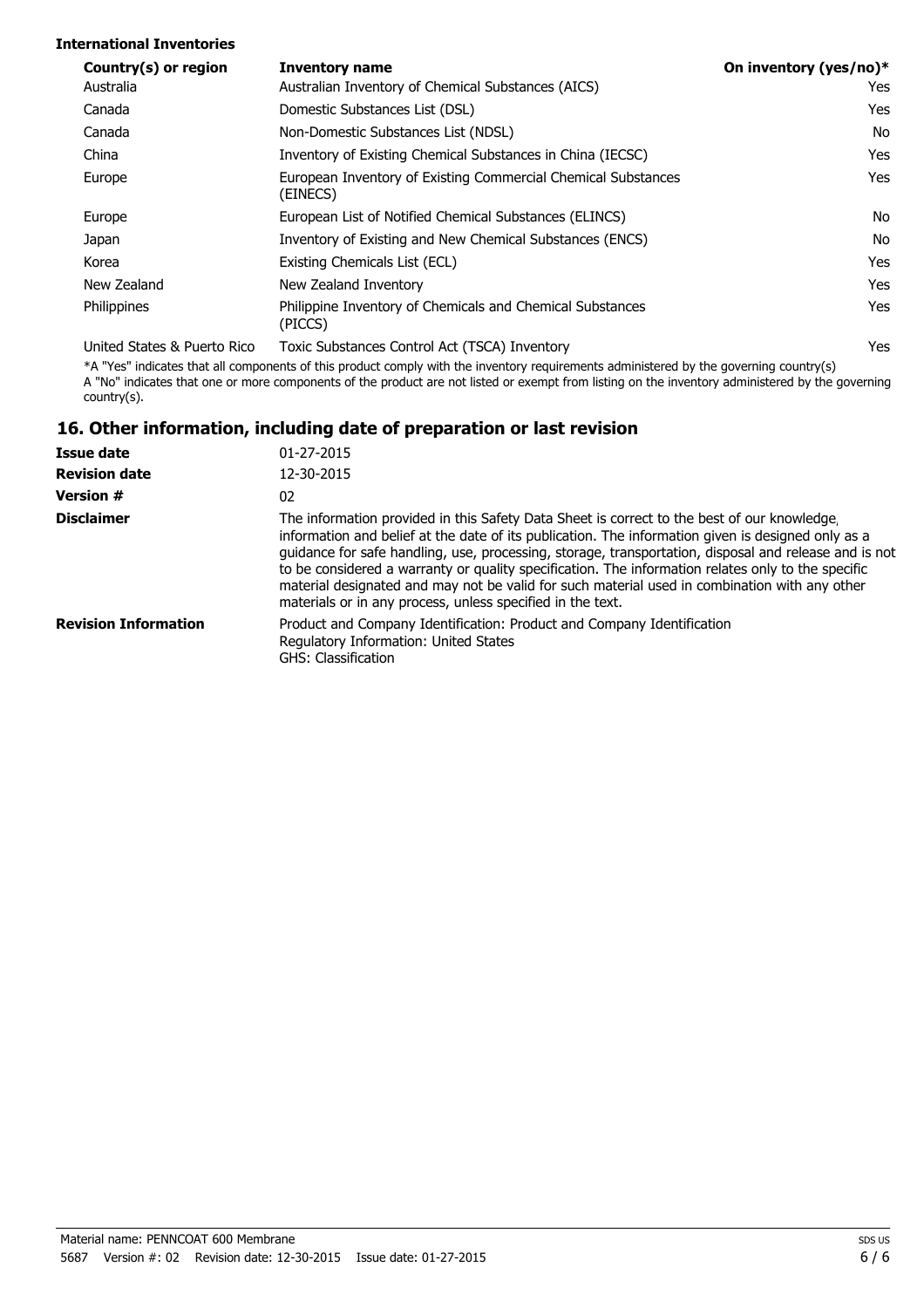**International Inventories**

| Country(s) or region | Inventory name | On inventory (yes/no)* |
|---|---|---|
| Australia | Australian Inventory of Chemical Substances (AICS) | Yes |
| Canada | Domestic Substances List (DSL) | Yes |
| Canada | Non-Domestic Substances List (NDSL) | No |
| China | Inventory of Existing Chemical Substances in China (IECSC) | Yes |
| Europe | European Inventory of Existing Commercial Chemical Substances (EINECS) | Yes |
| Europe | European List of Notified Chemical Substances (ELINCS) | No |
| Japan | Inventory of Existing and New Chemical Substances (ENCS) | No |
| Korea | Existing Chemicals List (ECL) | Yes |
| New Zealand | New Zealand Inventory | Yes |
| Philippines | Philippine Inventory of Chemicals and Chemical Substances (PICCS) | Yes |
| United States & Puerto Rico | Toxic Substances Control Act (TSCA) Inventory | Yes |

*A "Yes" indicates that all components of this product comply with the inventory requirements administered by the governing country(s)
A "No" indicates that one or more components of the product are not listed or exempt from listing on the inventory administered by the governing country(s).

## 16. Other information, including date of preparation or last revision

| | |
|---|---|
| **Issue date** | 01-27-2015 |
| **Revision date** | 12-30-2015 |
| **Version #** | 02 |
| **Disclaimer** | The information provided in this Safety Data Sheet is correct to the best of our knowledge, information and belief at the date of its publication. The information given is designed only as a guidance for safe handling, use, processing, storage, transportation, disposal and release and is not to be considered a warranty or quality specification. The information relates only to the specific material designated and may not be valid for such material used in combination with any other materials or in any process, unless specified in the text. |
| **Revision Information** | Product and Company Identification: Product and Company Identification<br>Regulatory Information: United States<br>GHS: Classification |